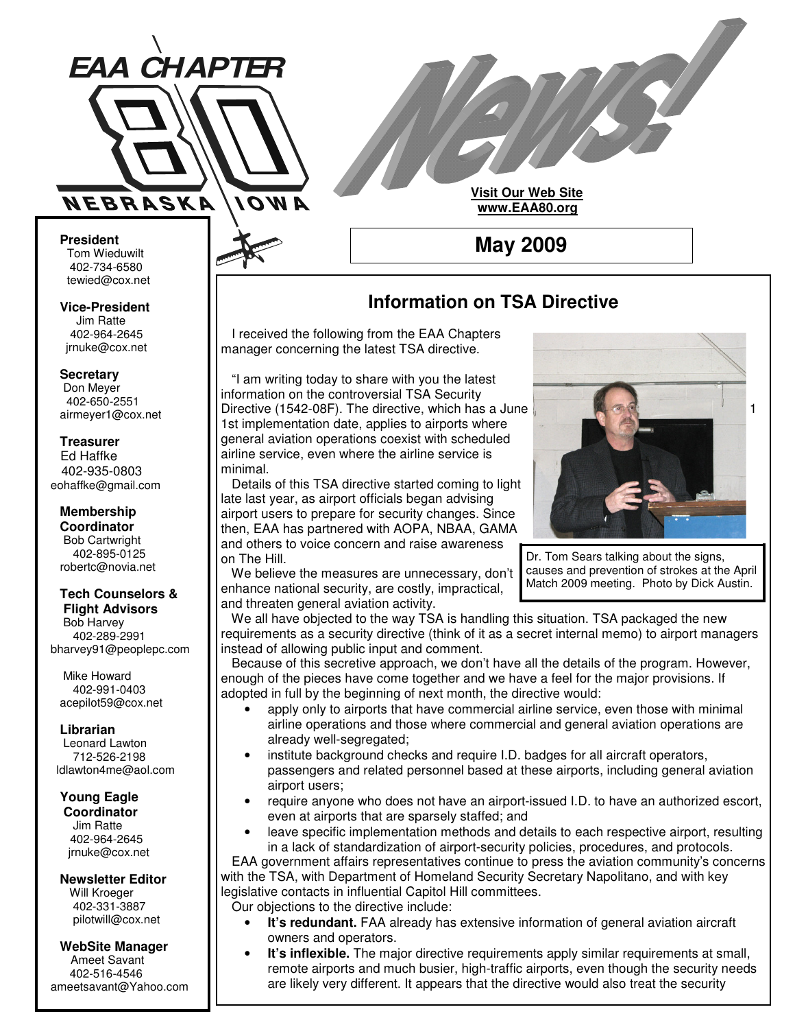# EAA CHAPTER 80 NEBRASKA IOWA

# News!

**Visit Our Web Site**
**www.EAA80.org**

## May 2009

**President**
Tom Wieduwilt
402-734-6580
tewied@cox.net

**Vice-President**
Jim Ratte
402-964-2645
jrnuke@cox.net

**Secretary**
Don Meyer
402-650-2551
airmeyer1@cox.net

**Treasurer**
Ed Haffke
402-935-0803
eohaffke@gmail.com

**Membership Coordinator**
Bob Cartwright
402-895-0125
robertc@novia.net

**Tech Counselors & Flight Advisors**
Bob Harvey
402-289-2991
bharvey91@peoplepc.com

Mike Howard
402-991-0403
acepilot59@cox.net

**Librarian**
Leonard Lawton
712-526-2198
ldlawton4me@aol.com

**Young Eagle Coordinator**
Jim Ratte
402-964-2645
jrnuke@cox.net

**Newsletter Editor**
Will Kroeger
402-331-3887
pilotwill@cox.net

**WebSite Manager**
Ameet Savant
402-516-4546
ameetsavant@Yahoo.com

## Information on TSA Directive

I received the following from the EAA Chapters manager concerning the latest TSA directive.

"I am writing today to share with you the latest information on the controversial TSA Security Directive (1542-08F). The directive, which has a June 1st implementation date, applies to airports where general aviation operations coexist with scheduled airline service, even where the airline service is minimal.

Details of this TSA directive started coming to light late last year, as airport officials began advising airport users to prepare for security changes. Since then, EAA has partnered with AOPA, NBAA, GAMA and others to voice concern and raise awareness on The Hill.

Dr. Tom Sears talking about the signs, causes and prevention of strokes at the April Match 2009 meeting. Photo by Dick Austin.

We believe the measures are unnecessary, don't enhance national security, are costly, impractical, and threaten general aviation activity.

We all have objected to the way TSA is handling this situation. TSA packaged the new requirements as a security directive (think of it as a secret internal memo) to airport managers instead of allowing public input and comment.

Because of this secretive approach, we don't have all the details of the program. However, enough of the pieces have come together and we have a feel for the major provisions. If adopted in full by the beginning of next month, the directive would:

- apply only to airports that have commercial airline service, even those with minimal airline operations and those where commercial and general aviation operations are already well-segregated;
- institute background checks and require I.D. badges for all aircraft operators, passengers and related personnel based at these airports, including general aviation airport users;
- require anyone who does not have an airport-issued I.D. to have an authorized escort, even at airports that are sparsely staffed; and
- leave specific implementation methods and details to each respective airport, resulting in a lack of standardization of airport-security policies, procedures, and protocols.

EAA government affairs representatives continue to press the aviation community's concerns with the TSA, with Department of Homeland Security Secretary Napolitano, and with key legislative contacts in influential Capitol Hill committees.

Our objections to the directive include:

- **It's redundant.** FAA already has extensive information of general aviation aircraft owners and operators.
- **It's inflexible.** The major directive requirements apply similar requirements at small, remote airports and much busier, high-traffic airports, even though the security needs are likely very different. It appears that the directive would also treat the security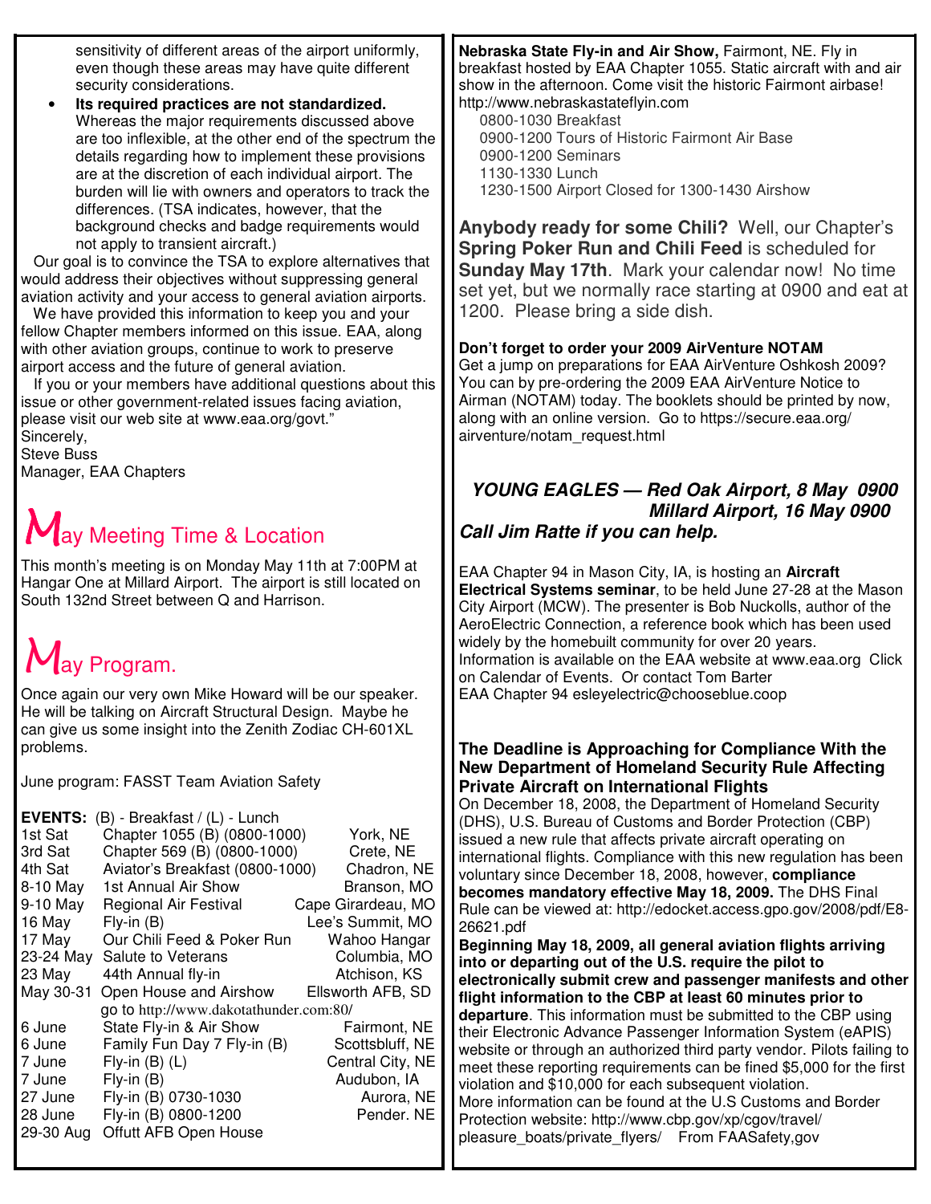sensitivity of different areas of the airport uniformly, even though these areas may have quite different security considerations.

- **Its required practices are not standardized.** Whereas the major requirements discussed above are too inflexible, at the other end of the spectrum the details regarding how to implement these provisions are at the discretion of each individual airport. The burden will lie with owners and operators to track the differences. (TSA indicates, however, that the background checks and badge requirements would not apply to transient aircraft.)

Our goal is to convince the TSA to explore alternatives that would address their objectives without suppressing general aviation activity and your access to general aviation airports.

We have provided this information to keep you and your fellow Chapter members informed on this issue. EAA, along with other aviation groups, continue to work to preserve airport access and the future of general aviation.

If you or your members have additional questions about this issue or other government-related issues facing aviation, please visit our web site at www.eaa.org/govt."

Sincerely,
Steve Buss
Manager, EAA Chapters

## May Meeting Time & Location

This month's meeting is on Monday May 11th at 7:00PM at Hangar One at Millard Airport. The airport is still located on South 132nd Street between Q and Harrison.

## May Program.

Once again our very own Mike Howard will be our speaker. He will be talking on Aircraft Structural Design. Maybe he can give us some insight into the Zenith Zodiac CH-601XL problems.

June program: FASST Team Aviation Safety

**EVENTS:** (B) - Breakfast / (L) - Lunch

| | | |
|---|---|---|
| 1st Sat | Chapter 1055 (B) (0800-1000) | York, NE |
| 3rd Sat | Chapter 569 (B) (0800-1000) | Crete, NE |
| 4th Sat | Aviator's Breakfast (0800-1000) | Chadron, NE |
| 8-10 May | 1st Annual Air Show | Branson, MO |
| 9-10 May | Regional Air Festival | Cape Girardeau, MO |
| 16 May | Fly-in (B) | Lee's Summit, MO |
| 17 May | Our Chili Feed & Poker Run | Wahoo Hangar |
| 23-24 May | Salute to Veterans | Columbia, MO |
| 23 May | 44th Annual fly-in | Atchison, KS |
| May 30-31 | Open House and Airshow go to http://www.dakotathunder.com:80/ | Ellsworth AFB, SD |
| 6 June | State Fly-in & Air Show | Fairmont, NE |
| 6 June | Family Fun Day 7 Fly-in (B) | Scottsbluff, NE |
| 7 June | Fly-in (B) (L) | Central City, NE |
| 7 June | Fly-in (B) | Audubon, IA |
| 27 June | Fly-in (B) 0730-1030 | Aurora, NE |
| 28 June | Fly-in (B) 0800-1200 | Pender. NE |
| 29-30 Aug | Offutt AFB Open House | |

**Nebraska State Fly-in and Air Show,** Fairmont, NE. Fly in breakfast hosted by EAA Chapter 1055. Static aircraft with and air show in the afternoon. Come visit the historic Fairmont airbase! http://www.nebraskastateflyin.com

0800-1030 Breakfast
0900-1200 Tours of Historic Fairmont Air Base
0900-1200 Seminars
1130-1330 Lunch
1230-1500 Airport Closed for 1300-1430 Airshow

**Anybody ready for some Chili?** Well, our Chapter's **Spring Poker Run and Chili Feed** is scheduled for **Sunday May 17th**. Mark your calendar now! No time set yet, but we normally race starting at 0900 and eat at 1200. Please bring a side dish.

**Don't forget to order your 2009 AirVenture NOTAM**
Get a jump on preparations for EAA AirVenture Oshkosh 2009? You can by pre-ordering the 2009 EAA AirVenture Notice to Airman (NOTAM) today. The booklets should be printed by now, along with an online version. Go to https://secure.eaa.org/airventure/notam_request.html

***YOUNG EAGLES — Red Oak Airport, 8 May 0900***
***Millard Airport, 16 May 0900***
***Call Jim Ratte if you can help.***

EAA Chapter 94 in Mason City, IA, is hosting an **Aircraft Electrical Systems seminar**, to be held June 27-28 at the Mason City Airport (MCW). The presenter is Bob Nuckolls, author of the AeroElectric Connection, a reference book which has been used widely by the homebuilt community for over 20 years.
Information is available on the EAA website at www.eaa.org Click on Calendar of Events. Or contact Tom Barter
EAA Chapter 94 esleyelectric@chooseblue.coop

**The Deadline is Approaching for Compliance With the New Department of Homeland Security Rule Affecting Private Aircraft on International Flights**

On December 18, 2008, the Department of Homeland Security (DHS), U.S. Bureau of Customs and Border Protection (CBP) issued a new rule that affects private aircraft operating on international flights. Compliance with this new regulation has been voluntary since December 18, 2008, however, **compliance becomes mandatory effective May 18, 2009.** The DHS Final Rule can be viewed at: http://edocket.access.gpo.gov/2008/pdf/E8-26621.pdf

**Beginning May 18, 2009, all general aviation flights arriving into or departing out of the U.S. require the pilot to electronically submit crew and passenger manifests and other flight information to the CBP at least 60 minutes prior to departure**. This information must be submitted to the CBP using their Electronic Advance Passenger Information System (eAPIS) website or through an authorized third party vendor. Pilots failing to meet these reporting requirements can be fined $5,000 for the first violation and $10,000 for each subsequent violation.
More information can be found at the U.S Customs and Border Protection website: http://www.cbp.gov/xp/cgov/travel/pleasure_boats/private_flyers/ From FAASafety,gov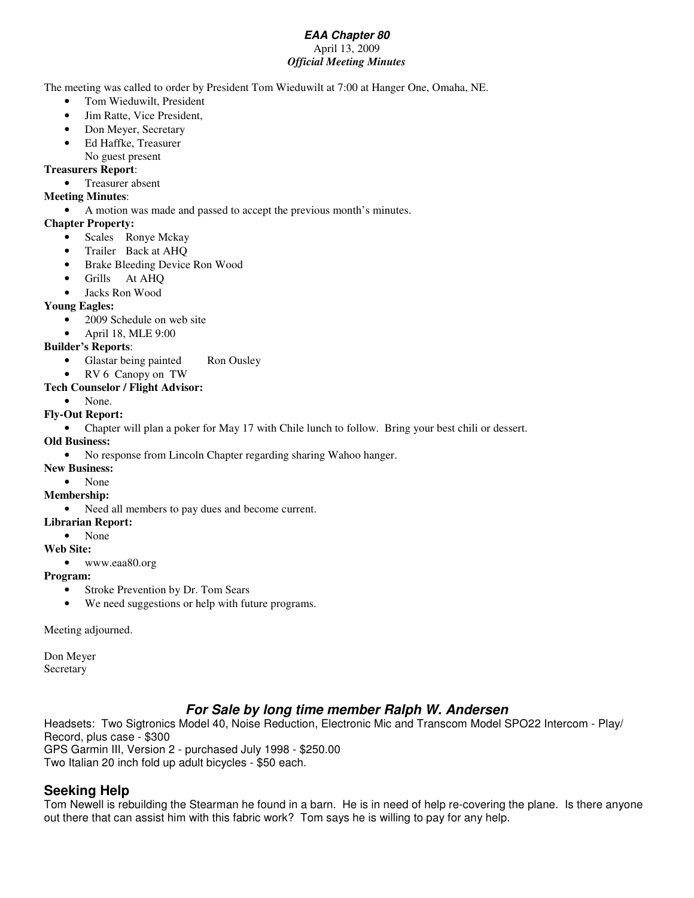***EAA Chapter 80***
April 13, 2009
***Official Meeting Minutes***

The meeting was called to order by President Tom Wieduwilt at 7:00 at Hanger One, Omaha, NE.

- Tom Wieduwilt, President
- Jim Ratte, Vice President,
- Don Meyer, Secretary
- Ed Haffke, Treasurer
  No guest present

**Treasurers Report**:

- Treasurer absent

**Meeting Minutes**:

- A motion was made and passed to accept the previous month's minutes.

**Chapter Property:**

- Scales Ronye Mckay
- Trailer Back at AHQ
- Brake Bleeding Device Ron Wood
- Grills At AHQ
- Jacks Ron Wood

**Young Eagles:**

- 2009 Schedule on web site
- April 18, MLE 9:00

**Builder's Reports**:

- Glastar being painted Ron Ousley
- RV 6 Canopy on TW

**Tech Counselor / Flight Advisor:**

- None.

**Fly-Out Report:**

- Chapter will plan a poker for May 17 with Chile lunch to follow. Bring your best chili or dessert.

**Old Business:**

- No response from Lincoln Chapter regarding sharing Wahoo hanger.

**New Business:**

- None

**Membership:**

- Need all members to pay dues and become current.

**Librarian Report:**

- None

**Web Site:**

- www.eaa80.org

**Program:**

- Stroke Prevention by Dr. Tom Sears
- We need suggestions or help with future programs.

Meeting adjourned.

Don Meyer
Secretary

## *For Sale by long time member Ralph W. Andersen*

Headsets: Two Sigtronics Model 40, Noise Reduction, Electronic Mic and Transcom Model SPO22 Intercom - Play/ Record, plus case - $300
GPS Garmin III, Version 2 - purchased July 1998 - $250.00
Two Italian 20 inch fold up adult bicycles - $50 each.

## Seeking Help

Tom Newell is rebuilding the Stearman he found in a barn. He is in need of help re-covering the plane. Is there anyone out there that can assist him with this fabric work? Tom says he is willing to pay for any help.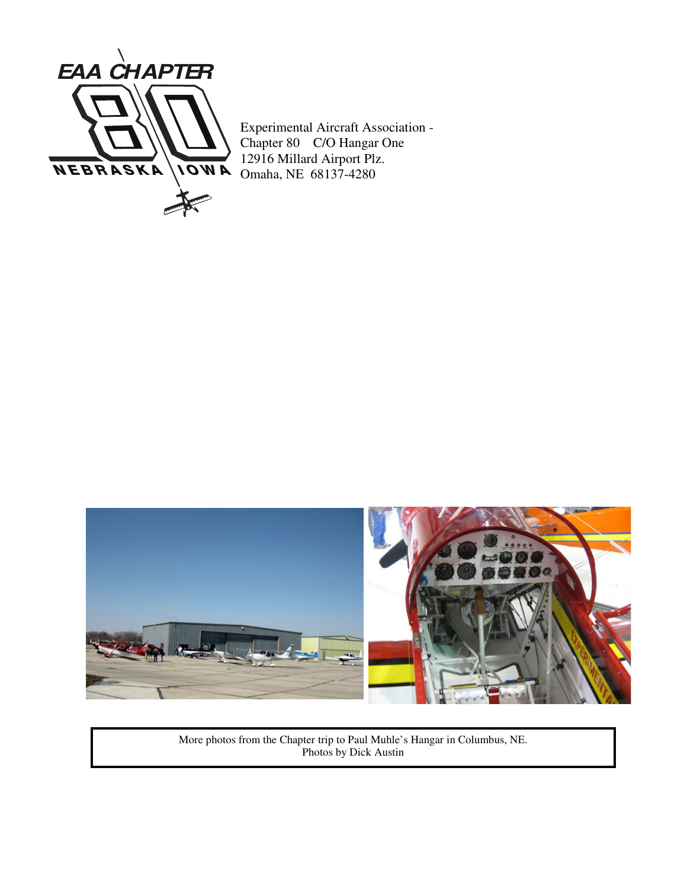Experimental Aircraft Association -
Chapter 80 C/O Hangar One
12916 Millard Airport Plz.
Omaha, NE 68137-4280

More photos from the Chapter trip to Paul Muhle's Hangar in Columbus, NE.
Photos by Dick Austin